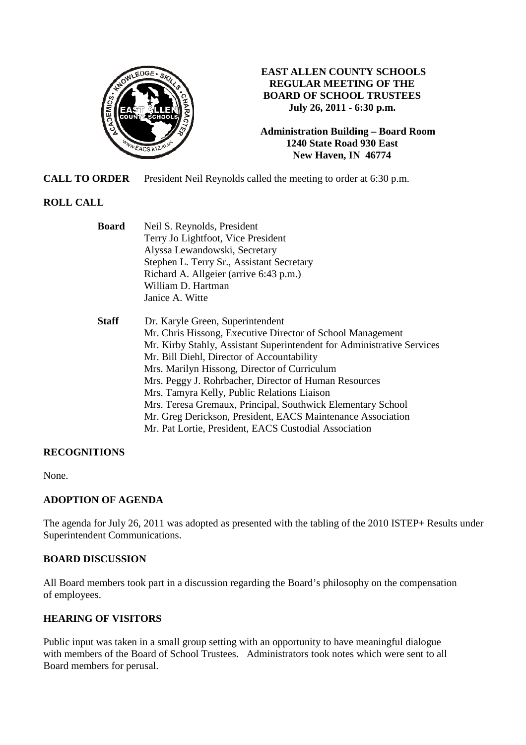**EAST ALLEN COUNTY SCHOOLS**
**REGULAR MEETING OF THE**
**BOARD OF SCHOOL TRUSTEES**
**July 26, 2011 - 6:30 p.m.**

**Administration Building – Board Room**
**1240 State Road 930 East**
**New Haven, IN 46774**

**CALL TO ORDER** President Neil Reynolds called the meeting to order at 6:30 p.m.

**ROLL CALL**

**Board**
Neil S. Reynolds, President
Terry Jo Lightfoot, Vice President
Alyssa Lewandowski, Secretary
Stephen L. Terry Sr., Assistant Secretary
Richard A. Allgeier (arrive 6:43 p.m.)
William D. Hartman
Janice A. Witte

**Staff**
Dr. Karyle Green, Superintendent
Mr. Chris Hissong, Executive Director of School Management
Mr. Kirby Stahly, Assistant Superintendent for Administrative Services
Mr. Bill Diehl, Director of Accountability
Mrs. Marilyn Hissong, Director of Curriculum
Mrs. Peggy J. Rohrbacher, Director of Human Resources
Mrs. Tamyra Kelly, Public Relations Liaison
Mrs. Teresa Gremaux, Principal, Southwick Elementary School
Mr. Greg Derickson, President, EACS Maintenance Association
Mr. Pat Lortie, President, EACS Custodial Association

## RECOGNITIONS

None.

## ADOPTION OF AGENDA

The agenda for July 26, 2011 was adopted as presented with the tabling of the 2010 ISTEP+ Results under Superintendent Communications.

## BOARD DISCUSSION

All Board members took part in a discussion regarding the Board's philosophy on the compensation of employees.

## HEARING OF VISITORS

Public input was taken in a small group setting with an opportunity to have meaningful dialogue with members of the Board of School Trustees. Administrators took notes which were sent to all Board members for perusal.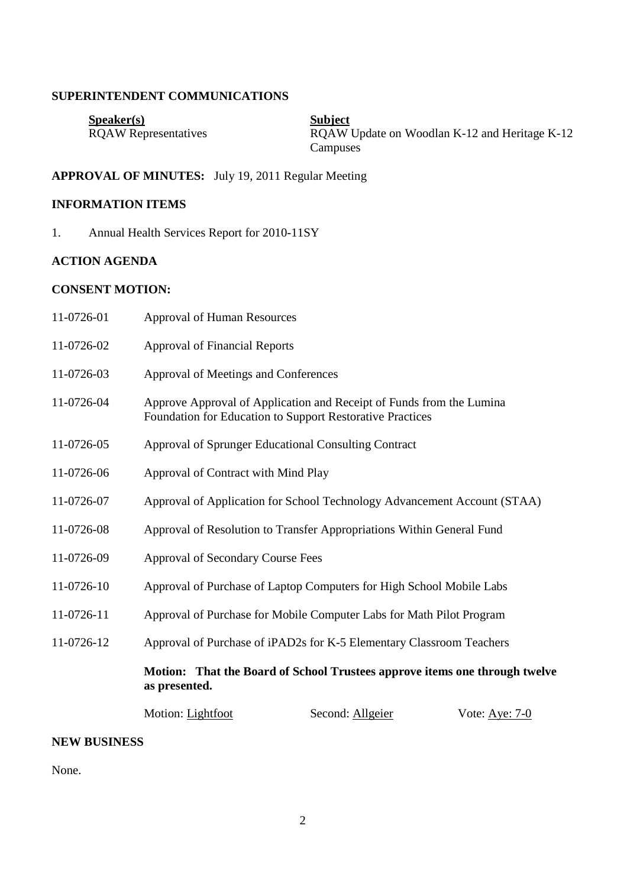## SUPERINTENDENT COMMUNICATIONS

| **Speaker(s)** | **Subject** |
|---|---|
| RQAW Representatives | RQAW Update on Woodlan K-12 and Heritage K-12 Campuses |

**APPROVAL OF MINUTES:** July 19, 2011 Regular Meeting

## INFORMATION ITEMS

1. Annual Health Services Report for 2010-11SY

## ACTION AGENDA

## CONSENT MOTION:

| | |
|---|---|
| 11-0726-01 | Approval of Human Resources |
| 11-0726-02 | Approval of Financial Reports |
| 11-0726-03 | Approval of Meetings and Conferences |
| 11-0726-04 | Approve Approval of Application and Receipt of Funds from the Lumina Foundation for Education to Support Restorative Practices |
| 11-0726-05 | Approval of Sprunger Educational Consulting Contract |
| 11-0726-06 | Approval of Contract with Mind Play |
| 11-0726-07 | Approval of Application for School Technology Advancement Account (STAA) |
| 11-0726-08 | Approval of Resolution to Transfer Appropriations Within General Fund |
| 11-0726-09 | Approval of Secondary Course Fees |
| 11-0726-10 | Approval of Purchase of Laptop Computers for High School Mobile Labs |
| 11-0726-11 | Approval of Purchase for Mobile Computer Labs for Math Pilot Program |
| 11-0726-12 | Approval of Purchase of iPAD2s for K-5 Elementary Classroom Teachers |

**Motion: That the Board of School Trustees approve items one through twelve as presented.**

Motion: Lightfoot Second: Allgeier Vote: Aye: 7-0

## NEW BUSINESS

None.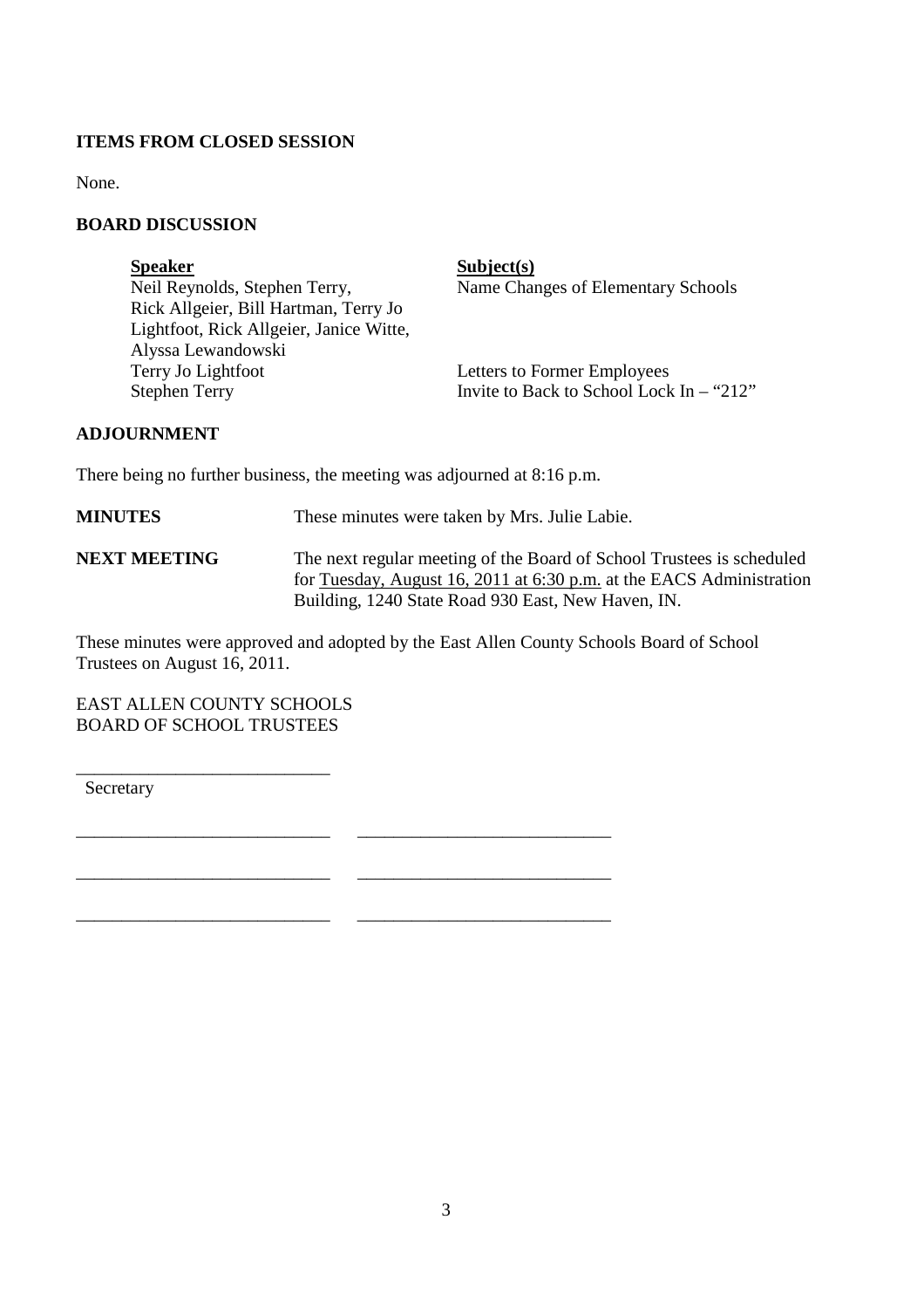**ITEMS FROM CLOSED SESSION**

None.

**BOARD DISCUSSION**

| **Speaker** | **Subject(s)** |
| --- | --- |
| Neil Reynolds, Stephen Terry, Rick Allgeier, Bill Hartman, Terry Jo Lightfoot, Rick Allgeier, Janice Witte, Alyssa Lewandowski | Name Changes of Elementary Schools |
| Terry Jo Lightfoot | Letters to Former Employees |
| Stephen Terry | Invite to Back to School Lock In – "212" |

**ADJOURNMENT**

There being no further business, the meeting was adjourned at 8:16 p.m.

**MINUTES** These minutes were taken by Mrs. Julie Labie.

**NEXT MEETING** The next regular meeting of the Board of School Trustees is scheduled for Tuesday, August 16, 2011 at 6:30 p.m. at the EACS Administration Building, 1240 State Road 930 East, New Haven, IN.

These minutes were approved and adopted by the East Allen County Schools Board of School Trustees on August 16, 2011.

EAST ALLEN COUNTY SCHOOLS
BOARD OF SCHOOL TRUSTEES

\_\_\_\_\_\_\_\_\_\_\_\_\_\_\_\_\_\_\_\_\_\_\_\_\_\_\_\_
Secretary

\_\_\_\_\_\_\_\_\_\_\_\_\_\_\_\_\_\_\_\_\_\_\_\_\_\_\_\_ \_\_\_\_\_\_\_\_\_\_\_\_\_\_\_\_\_\_\_\_\_\_\_\_\_\_\_\_

\_\_\_\_\_\_\_\_\_\_\_\_\_\_\_\_\_\_\_\_\_\_\_\_\_\_\_\_ \_\_\_\_\_\_\_\_\_\_\_\_\_\_\_\_\_\_\_\_\_\_\_\_\_\_\_\_

\_\_\_\_\_\_\_\_\_\_\_\_\_\_\_\_\_\_\_\_\_\_\_\_\_\_\_\_ \_\_\_\_\_\_\_\_\_\_\_\_\_\_\_\_\_\_\_\_\_\_\_\_\_\_\_\_